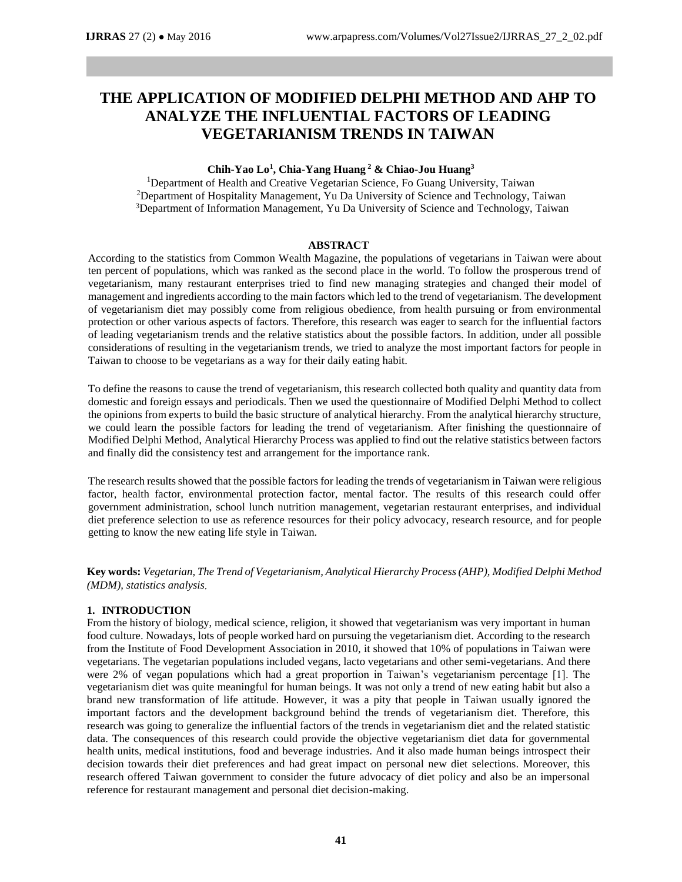# THE APPLICATION OF MODIFIED DELPHI METHOD AND AHP TO ANALYZE THE INFLUENTIAL FACTORS OF LEADING VEGETARIANISM TRENDS IN TAIWAN

**Chih-Yao Lo[1], Chia-Yang Huang [2] & Chiao-Jou Huang[3]**

[1]Department of Health and Creative Vegetarian Science, Fo Guang University, Taiwan
[2]Department of Hospitality Management, Yu Da University of Science and Technology, Taiwan
[3]Department of Information Management, Yu Da University of Science and Technology, Taiwan

## ABSTRACT

According to the statistics from Common Wealth Magazine, the populations of vegetarians in Taiwan were about ten percent of populations, which was ranked as the second place in the world. To follow the prosperous trend of vegetarianism, many restaurant enterprises tried to find new managing strategies and changed their model of management and ingredients according to the main factors which led to the trend of vegetarianism. The development of vegetarianism diet may possibly come from religious obedience, from health pursuing or from environmental protection or other various aspects of factors. Therefore, this research was eager to search for the influential factors of leading vegetarianism trends and the relative statistics about the possible factors. In addition, under all possible considerations of resulting in the vegetarianism trends, we tried to analyze the most important factors for people in Taiwan to choose to be vegetarians as a way for their daily eating habit.

To define the reasons to cause the trend of vegetarianism, this research collected both quality and quantity data from domestic and foreign essays and periodicals. Then we used the questionnaire of Modified Delphi Method to collect the opinions from experts to build the basic structure of analytical hierarchy. From the analytical hierarchy structure, we could learn the possible factors for leading the trend of vegetarianism. After finishing the questionnaire of Modified Delphi Method, Analytical Hierarchy Process was applied to find out the relative statistics between factors and finally did the consistency test and arrangement for the importance rank.

The research results showed that the possible factors for leading the trends of vegetarianism in Taiwan were religious factor, health factor, environmental protection factor, mental factor. The results of this research could offer government administration, school lunch nutrition management, vegetarian restaurant enterprises, and individual diet preference selection to use as reference resources for their policy advocacy, research resource, and for people getting to know the new eating life style in Taiwan.

**Key words:** *Vegetarian, The Trend of Vegetarianism, Analytical Hierarchy Process (AHP), Modified Delphi Method (MDM), statistics analysis.*

## 1. INTRODUCTION

From the history of biology, medical science, religion, it showed that vegetarianism was very important in human food culture. Nowadays, lots of people worked hard on pursuing the vegetarianism diet. According to the research from the Institute of Food Development Association in 2010, it showed that 10% of populations in Taiwan were vegetarians. The vegetarian populations included vegans, lacto vegetarians and other semi-vegetarians. And there were 2% of vegan populations which had a great proportion in Taiwan's vegetarianism percentage [1]. The vegetarianism diet was quite meaningful for human beings. It was not only a trend of new eating habit but also a brand new transformation of life attitude. However, it was a pity that people in Taiwan usually ignored the important factors and the development background behind the trends of vegetarianism diet. Therefore, this research was going to generalize the influential factors of the trends in vegetarianism diet and the related statistic data. The consequences of this research could provide the objective vegetarianism diet data for governmental health units, medical institutions, food and beverage industries. And it also made human beings introspect their decision towards their diet preferences and had great impact on personal new diet selections. Moreover, this research offered Taiwan government to consider the future advocacy of diet policy and also be an impersonal reference for restaurant management and personal diet decision-making.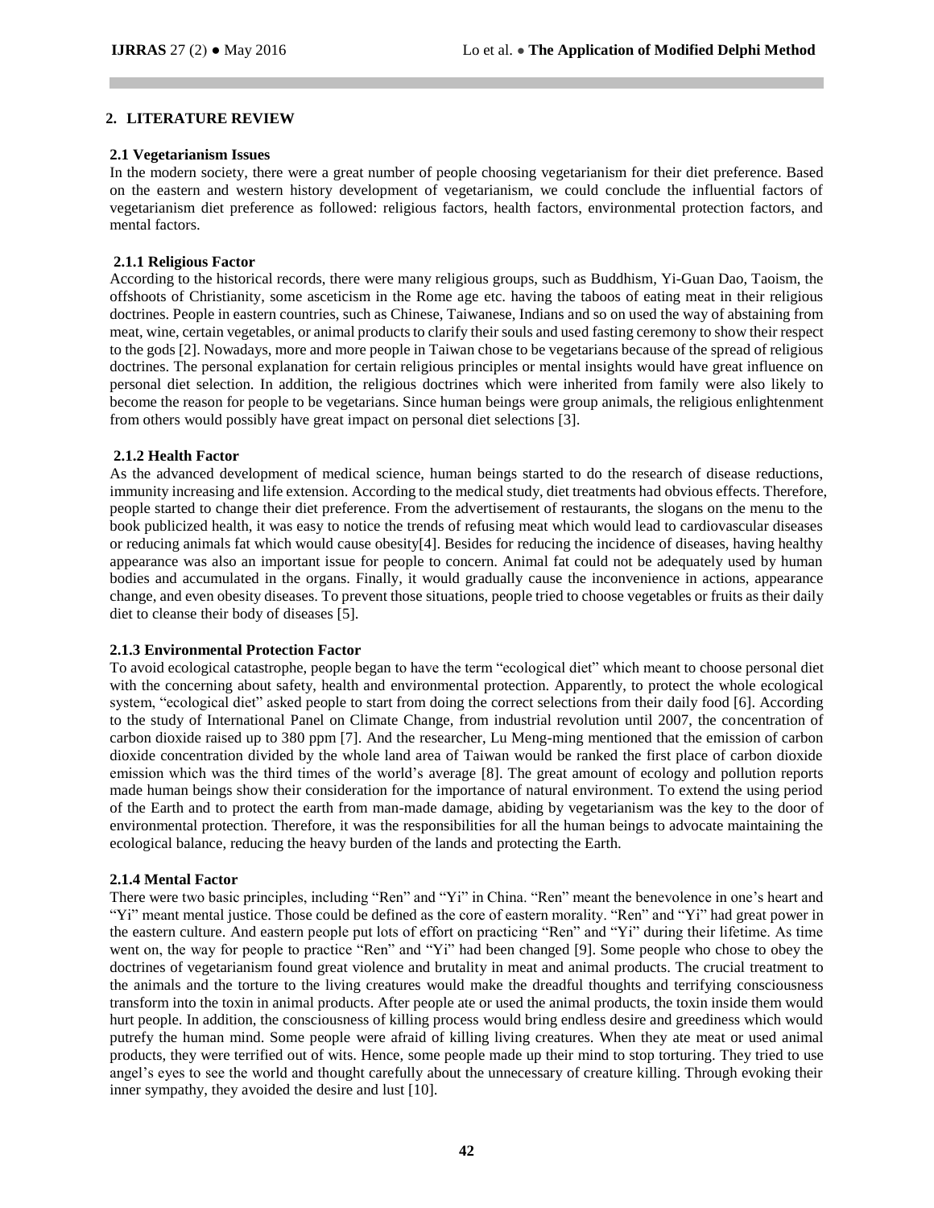## 2. LITERATURE REVIEW

### 2.1 Vegetarianism Issues

In the modern society, there were a great number of people choosing vegetarianism for their diet preference. Based on the eastern and western history development of vegetarianism, we could conclude the influential factors of vegetarianism diet preference as followed: religious factors, health factors, environmental protection factors, and mental factors.

#### 2.1.1 Religious Factor

According to the historical records, there were many religious groups, such as Buddhism, Yi-Guan Dao, Taoism, the offshoots of Christianity, some asceticism in the Rome age etc. having the taboos of eating meat in their religious doctrines. People in eastern countries, such as Chinese, Taiwanese, Indians and so on used the way of abstaining from meat, wine, certain vegetables, or animal products to clarify their souls and used fasting ceremony to show their respect to the gods [2]. Nowadays, more and more people in Taiwan chose to be vegetarians because of the spread of religious doctrines. The personal explanation for certain religious principles or mental insights would have great influence on personal diet selection. In addition, the religious doctrines which were inherited from family were also likely to become the reason for people to be vegetarians. Since human beings were group animals, the religious enlightenment from others would possibly have great impact on personal diet selections [3].

#### 2.1.2 Health Factor

As the advanced development of medical science, human beings started to do the research of disease reductions, immunity increasing and life extension. According to the medical study, diet treatments had obvious effects. Therefore, people started to change their diet preference. From the advertisement of restaurants, the slogans on the menu to the book publicized health, it was easy to notice the trends of refusing meat which would lead to cardiovascular diseases or reducing animals fat which would cause obesity[4]. Besides for reducing the incidence of diseases, having healthy appearance was also an important issue for people to concern. Animal fat could not be adequately used by human bodies and accumulated in the organs. Finally, it would gradually cause the inconvenience in actions, appearance change, and even obesity diseases. To prevent those situations, people tried to choose vegetables or fruits as their daily diet to cleanse their body of diseases [5].

#### 2.1.3 Environmental Protection Factor

To avoid ecological catastrophe, people began to have the term "ecological diet" which meant to choose personal diet with the concerning about safety, health and environmental protection. Apparently, to protect the whole ecological system, "ecological diet" asked people to start from doing the correct selections from their daily food [6]. According to the study of International Panel on Climate Change, from industrial revolution until 2007, the concentration of carbon dioxide raised up to 380 ppm [7]. And the researcher, Lu Meng-ming mentioned that the emission of carbon dioxide concentration divided by the whole land area of Taiwan would be ranked the first place of carbon dioxide emission which was the third times of the world's average [8]. The great amount of ecology and pollution reports made human beings show their consideration for the importance of natural environment. To extend the using period of the Earth and to protect the earth from man-made damage, abiding by vegetarianism was the key to the door of environmental protection. Therefore, it was the responsibilities for all the human beings to advocate maintaining the ecological balance, reducing the heavy burden of the lands and protecting the Earth.

#### 2.1.4 Mental Factor

There were two basic principles, including "Ren" and "Yi" in China. "Ren" meant the benevolence in one's heart and "Yi" meant mental justice. Those could be defined as the core of eastern morality. "Ren" and "Yi" had great power in the eastern culture. And eastern people put lots of effort on practicing "Ren" and "Yi" during their lifetime. As time went on, the way for people to practice "Ren" and "Yi" had been changed [9]. Some people who chose to obey the doctrines of vegetarianism found great violence and brutality in meat and animal products. The crucial treatment to the animals and the torture to the living creatures would make the dreadful thoughts and terrifying consciousness transform into the toxin in animal products. After people ate or used the animal products, the toxin inside them would hurt people. In addition, the consciousness of killing process would bring endless desire and greediness which would putrefy the human mind. Some people were afraid of killing living creatures. When they ate meat or used animal products, they were terrified out of wits. Hence, some people made up their mind to stop torturing. They tried to use angel's eyes to see the world and thought carefully about the unnecessary of creature killing. Through evoking their inner sympathy, they avoided the desire and lust [10].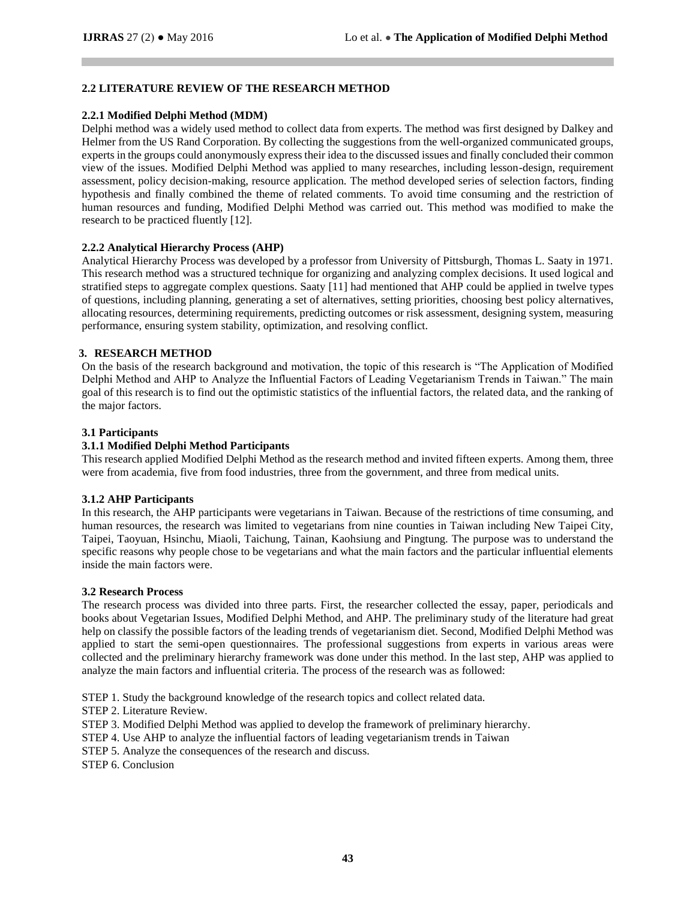### 2.2 LITERATURE REVIEW OF THE RESEARCH METHOD

#### 2.2.1 Modified Delphi Method (MDM)

Delphi method was a widely used method to collect data from experts. The method was first designed by Dalkey and Helmer from the US Rand Corporation. By collecting the suggestions from the well-organized communicated groups, experts in the groups could anonymously express their idea to the discussed issues and finally concluded their common view of the issues. Modified Delphi Method was applied to many researches, including lesson-design, requirement assessment, policy decision-making, resource application. The method developed series of selection factors, finding hypothesis and finally combined the theme of related comments. To avoid time consuming and the restriction of human resources and funding, Modified Delphi Method was carried out. This method was modified to make the research to be practiced fluently [12].

#### 2.2.2 Analytical Hierarchy Process (AHP)

Analytical Hierarchy Process was developed by a professor from University of Pittsburgh, Thomas L. Saaty in 1971. This research method was a structured technique for organizing and analyzing complex decisions. It used logical and stratified steps to aggregate complex questions. Saaty [11] had mentioned that AHP could be applied in twelve types of questions, including planning, generating a set of alternatives, setting priorities, choosing best policy alternatives, allocating resources, determining requirements, predicting outcomes or risk assessment, designing system, measuring performance, ensuring system stability, optimization, and resolving conflict.

## 3. RESEARCH METHOD

On the basis of the research background and motivation, the topic of this research is "The Application of Modified Delphi Method and AHP to Analyze the Influential Factors of Leading Vegetarianism Trends in Taiwan." The main goal of this research is to find out the optimistic statistics of the influential factors, the related data, and the ranking of the major factors.

### 3.1 Participants

#### 3.1.1 Modified Delphi Method Participants

This research applied Modified Delphi Method as the research method and invited fifteen experts. Among them, three were from academia, five from food industries, three from the government, and three from medical units.

#### 3.1.2 AHP Participants

In this research, the AHP participants were vegetarians in Taiwan. Because of the restrictions of time consuming, and human resources, the research was limited to vegetarians from nine counties in Taiwan including New Taipei City, Taipei, Taoyuan, Hsinchu, Miaoli, Taichung, Tainan, Kaohsiung and Pingtung. The purpose was to understand the specific reasons why people chose to be vegetarians and what the main factors and the particular influential elements inside the main factors were.

### 3.2 Research Process

The research process was divided into three parts. First, the researcher collected the essay, paper, periodicals and books about Vegetarian Issues, Modified Delphi Method, and AHP. The preliminary study of the literature had great help on classify the possible factors of the leading trends of vegetarianism diet. Second, Modified Delphi Method was applied to start the semi-open questionnaires. The professional suggestions from experts in various areas were collected and the preliminary hierarchy framework was done under this method. In the last step, AHP was applied to analyze the main factors and influential criteria. The process of the research was as followed:

STEP 1. Study the background knowledge of the research topics and collect related data.
STEP 2. Literature Review.
STEP 3. Modified Delphi Method was applied to develop the framework of preliminary hierarchy.
STEP 4. Use AHP to analyze the influential factors of leading vegetarianism trends in Taiwan
STEP 5. Analyze the consequences of the research and discuss.
STEP 6. Conclusion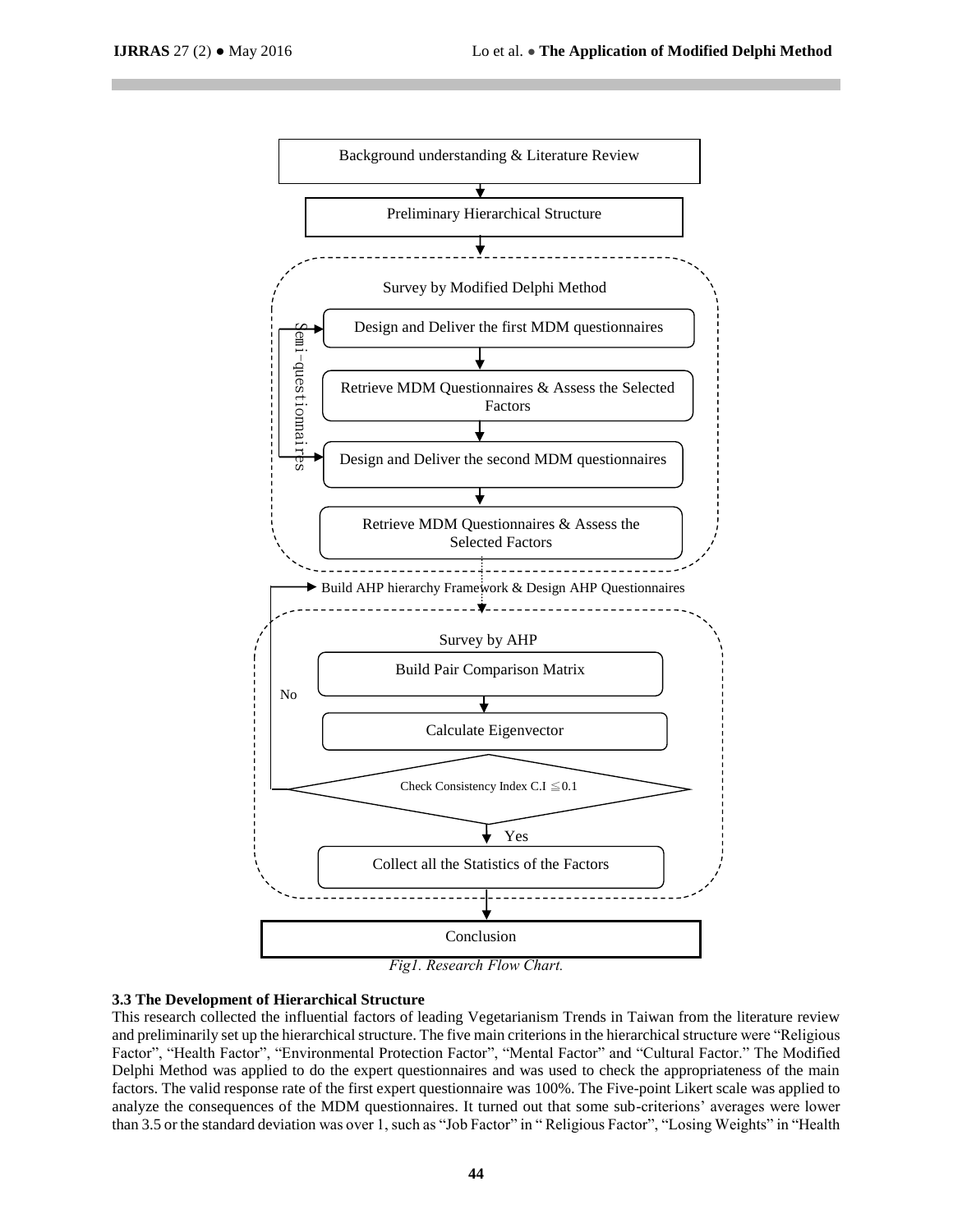Background understanding & Literature Review

Preliminary Hierarchical Structure

Survey by Modified Delphi Method

- Design and Deliver the first MDM questionnaires
- Retrieve MDM Questionnaires & Assess the Selected Factors
- Design and Deliver the second MDM questionnaires
- Retrieve MDM Questionnaires & Assess the Selected Factors

Semi-questionnaires

Build AHP hierarchy Framework & Design AHP Questionnaires

Survey by AHP

- Build Pair Comparison Matrix
- Calculate Eigenvector
- Check Consistency Index C.I $\leq 0.1$ (No / Yes)
- Collect all the Statistics of the Factors

Conclusion

*Fig1. Research Flow Chart.*

### 3.3 The Development of Hierarchical Structure

This research collected the influential factors of leading Vegetarianism Trends in Taiwan from the literature review and preliminarily set up the hierarchical structure. The five main criterions in the hierarchical structure were "Religious Factor", "Health Factor", "Environmental Protection Factor", "Mental Factor" and "Cultural Factor." The Modified Delphi Method was applied to do the expert questionnaires and was used to check the appropriateness of the main factors. The valid response rate of the first expert questionnaire was 100%. The Five-point Likert scale was applied to analyze the consequences of the MDM questionnaires. It turned out that some sub-criterions' averages were lower than 3.5 or the standard deviation was over 1, such as "Job Factor" in " Religious Factor", "Losing Weights" in "Health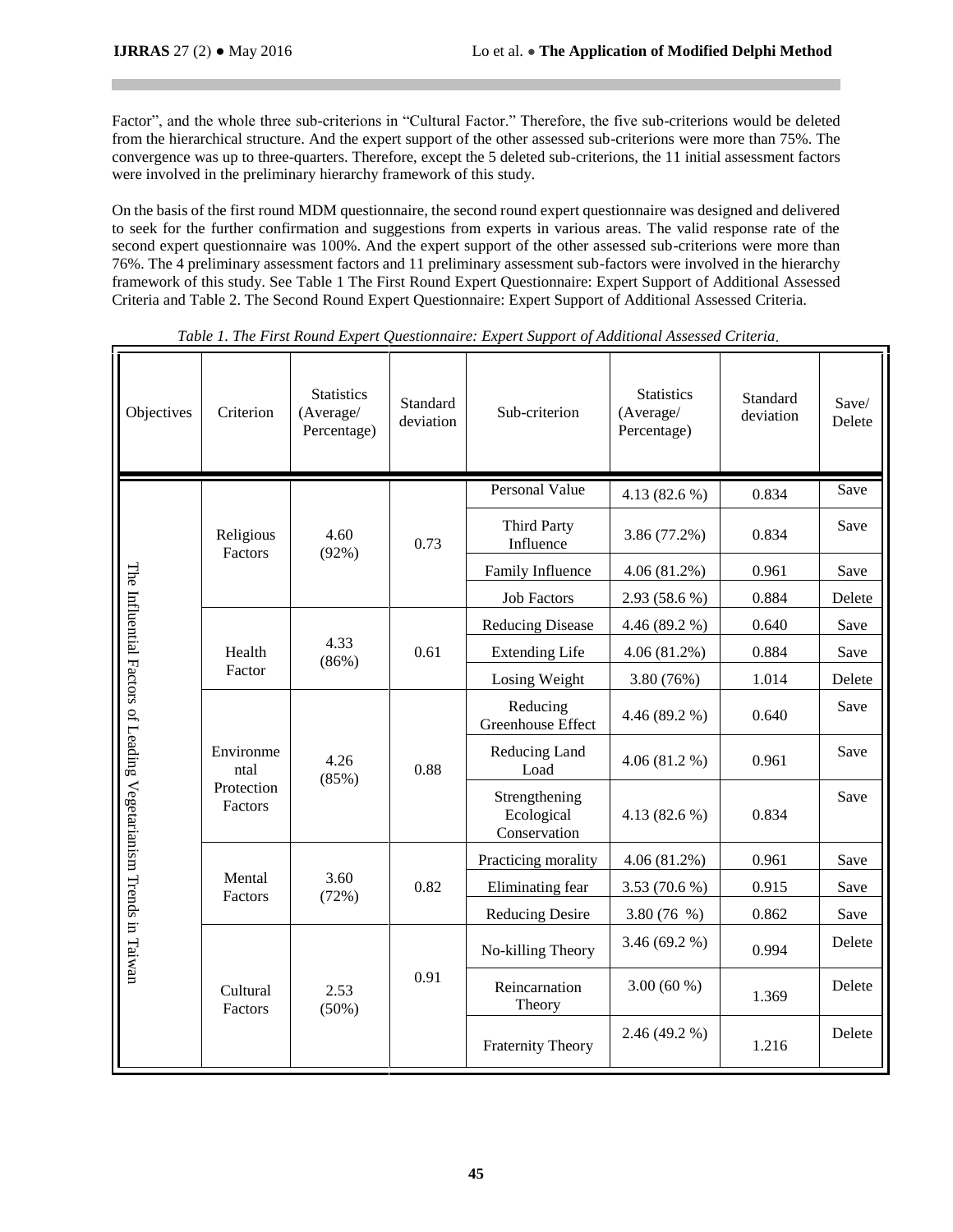Factor", and the whole three sub-criterions in "Cultural Factor." Therefore, the five sub-criterions would be deleted from the hierarchical structure. And the expert support of the other assessed sub-criterions were more than 75%. The convergence was up to three-quarters. Therefore, except the 5 deleted sub-criterions, the 11 initial assessment factors were involved in the preliminary hierarchy framework of this study.

On the basis of the first round MDM questionnaire, the second round expert questionnaire was designed and delivered to seek for the further confirmation and suggestions from experts in various areas. The valid response rate of the second expert questionnaire was 100%. And the expert support of the other assessed sub-criterions were more than 76%. The 4 preliminary assessment factors and 11 preliminary assessment sub-factors were involved in the hierarchy framework of this study. See Table 1 The First Round Expert Questionnaire: Expert Support of Additional Assessed Criteria and Table 2. The Second Round Expert Questionnaire: Expert Support of Additional Assessed Criteria.

*Table 1. The First Round Expert Questionnaire: Expert Support of Additional Assessed Criteria.*

| Objectives | Criterion | Statistics (Average/ Percentage) | Standard deviation | Sub-criterion | Statistics (Average/ Percentage) | Standard deviation | Save/ Delete |
|---|---|---|---|---|---|---|---|
| The Influential Factors of Leading Vegetarianism Trends in Taiwan | Religious Factors | 4.60 (92%) | 0.73 | Personal Value | 4.13 (82.6 %) | 0.834 | Save |
| | | | | Third Party Influence | 3.86 (77.2%) | 0.834 | Save |
| | | | | Family Influence | 4.06 (81.2%) | 0.961 | Save |
| | | | | Job Factors | 2.93 (58.6 %) | 0.884 | Delete |
| | Health Factor | 4.33 (86%) | 0.61 | Reducing Disease | 4.46 (89.2 %) | 0.640 | Save |
| | | | | Extending Life | 4.06 (81.2%) | 0.884 | Save |
| | | | | Losing Weight | 3.80 (76%) | 1.014 | Delete |
| | Environmental Protection Factors | 4.26 (85%) | 0.88 | Reducing Greenhouse Effect | 4.46 (89.2 %) | 0.640 | Save |
| | | | | Reducing Land Load | 4.06 (81.2 %) | 0.961 | Save |
| | | | | Strengthening Ecological Conservation | 4.13 (82.6 %) | 0.834 | Save |
| | Mental Factors | 3.60 (72%) | 0.82 | Practicing morality | 4.06 (81.2%) | 0.961 | Save |
| | | | | Eliminating fear | 3.53 (70.6 %) | 0.915 | Save |
| | | | | Reducing Desire | 3.80 (76 %) | 0.862 | Save |
| | Cultural Factors | 2.53 (50%) | 0.91 | No-killing Theory | 3.46 (69.2 %) | 0.994 | Delete |
| | | | | Reincarnation Theory | 3.00 (60 %) | 1.369 | Delete |
| | | | | Fraternity Theory | 2.46 (49.2 %) | 1.216 | Delete |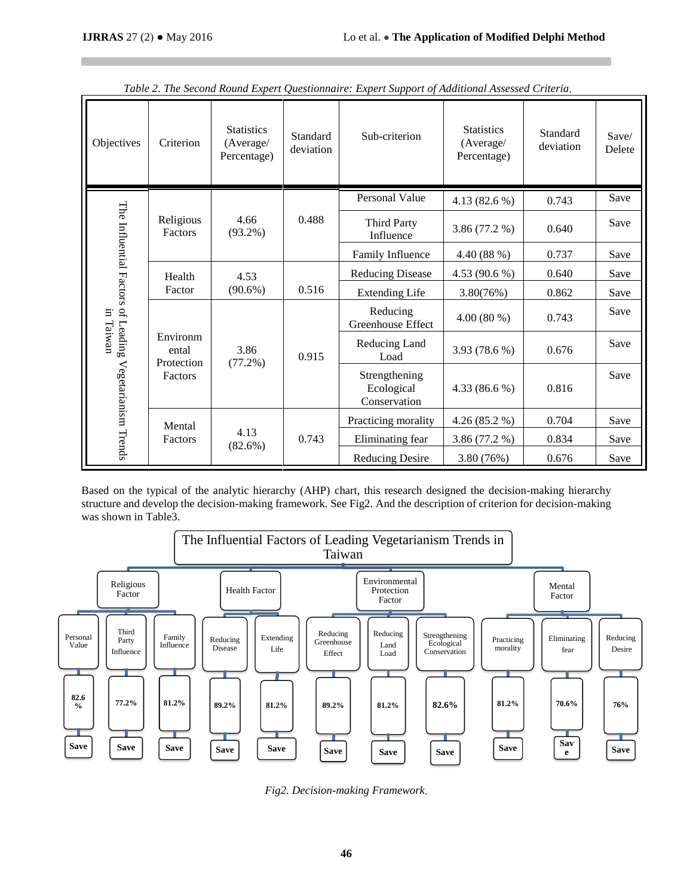*Table 2. The Second Round Expert Questionnaire: Expert Support of Additional Assessed Criteria.*

| Objectives | Criterion | Statistics (Average/ Percentage) | Standard deviation | Sub-criterion | Statistics (Average/ Percentage) | Standard deviation | Save/ Delete |
|---|---|---|---|---|---|---|---|
| The Influential Factors of Leading Vegetarianism Trends in Taiwan | Religious Factors | 4.66 (93.2%) | 0.488 | Personal Value | 4.13 (82.6 %) | 0.743 | Save |
| | | | | Third Party Influence | 3.86 (77.2 %) | 0.640 | Save |
| | | | | Family Influence | 4.40 (88 %) | 0.737 | Save |
| | Health Factor | 4.53 (90.6%) | 0.516 | Reducing Disease | 4.53 (90.6 %) | 0.640 | Save |
| | | | | Extending Life | 3.80(76%) | 0.862 | Save |
| | Environmental Protection Factors | 3.86 (77.2%) | 0.915 | Reducing Greenhouse Effect | 4.00 (80 %) | 0.743 | Save |
| | | | | Reducing Land Load | 3.93 (78.6 %) | 0.676 | Save |
| | | | | Strengthening Ecological Conservation | 4.33 (86.6 %) | 0.816 | Save |
| | Mental Factors | 4.13 (82.6%) | 0.743 | Practicing morality | 4.26 (85.2 %) | 0.704 | Save |
| | | | | Eliminating fear | 3.86 (77.2 %) | 0.834 | Save |
| | | | | Reducing Desire | 3.80 (76%) | 0.676 | Save |

Based on the typical of the analytic hierarchy (AHP) chart, this research designed the decision-making hierarchy structure and develop the decision-making framework. See Fig2. And the description of criterion for decision-making was shown in Table3.

The Influential Factors of Leading Vegetarianism Trends in Taiwan

- Religious Factor
  - Personal Value — 82.6 % — Save
  - Third Party Influence — 77.2% — Save
  - Family Influence — 81.2% — Save
- Health Factor
  - Reducing Disease — 89.2% — Save
  - Extending Life — 81.2% — Save
- Environmental Protection Factor
  - Reducing Greenhouse Effect — 89.2% — Save
  - Reducing Land Load — 81.2% — Save
  - Strengthening Ecological Conservation — 82.6% — Save
- Mental Factor
  - Practicing morality — 81.2% — Save
  - Eliminating fear — 70.6% — Save
  - Reducing Desire — 76% — Save

*Fig2. Decision-making Framework.*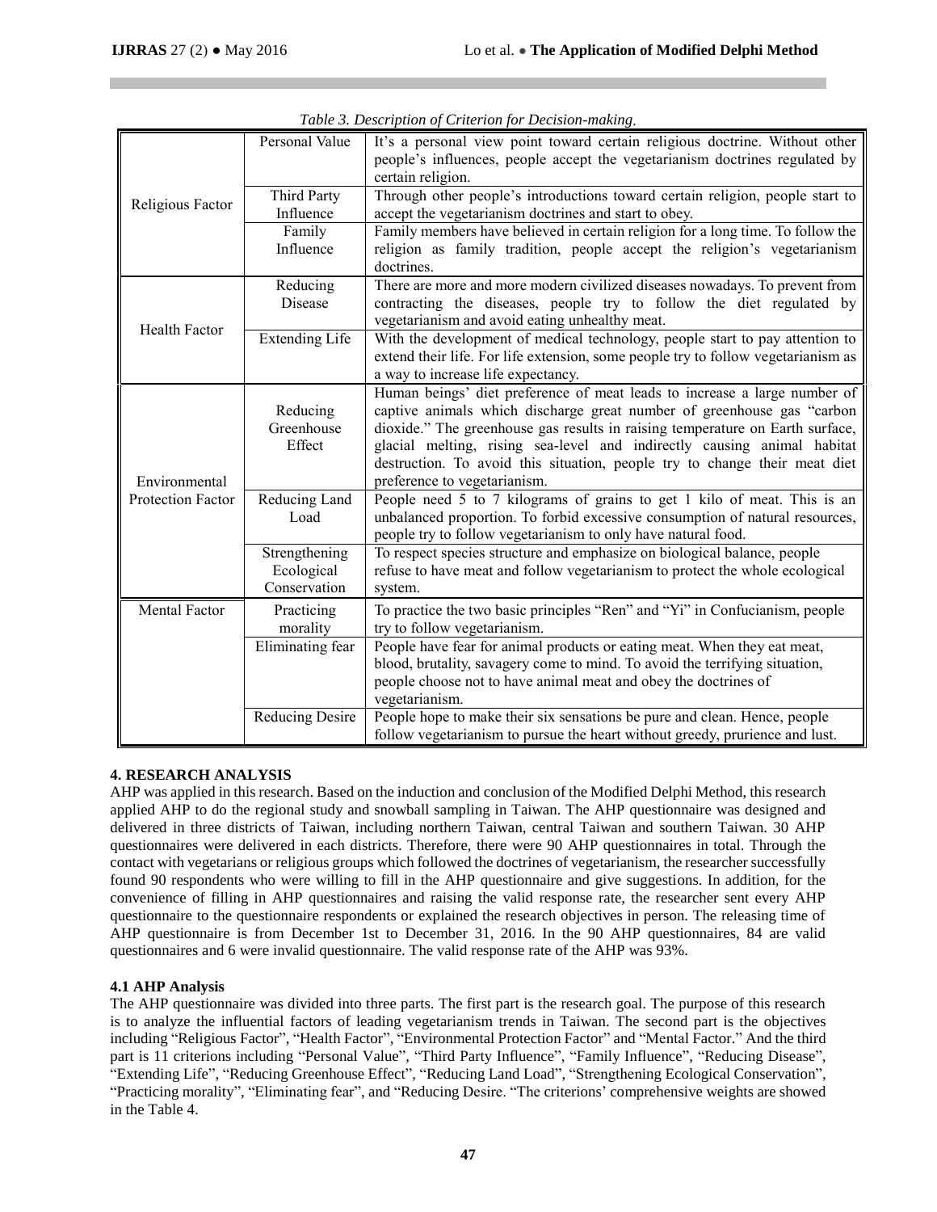*Table 3. Description of Criterion for Decision-making.*

| | | |
|---|---|---|
| Religious Factor | Personal Value | It's a personal view point toward certain religious doctrine. Without other people's influences, people accept the vegetarianism doctrines regulated by certain religion. |
| | Third Party Influence | Through other people's introductions toward certain religion, people start to accept the vegetarianism doctrines and start to obey. |
| | Family Influence | Family members have believed in certain religion for a long time. To follow the religion as family tradition, people accept the religion's vegetarianism doctrines. |
| Health Factor | Reducing Disease | There are more and more modern civilized diseases nowadays. To prevent from contracting the diseases, people try to follow the diet regulated by vegetarianism and avoid eating unhealthy meat. |
| | Extending Life | With the development of medical technology, people start to pay attention to extend their life. For life extension, some people try to follow vegetarianism as a way to increase life expectancy. |
| Environmental Protection Factor | Reducing Greenhouse Effect | Human beings' diet preference of meat leads to increase a large number of captive animals which discharge great number of greenhouse gas "carbon dioxide." The greenhouse gas results in raising temperature on Earth surface, glacial melting, rising sea-level and indirectly causing animal habitat destruction. To avoid this situation, people try to change their meat diet preference to vegetarianism. |
| | Reducing Land Load | People need 5 to 7 kilograms of grains to get 1 kilo of meat. This is an unbalanced proportion. To forbid excessive consumption of natural resources, people try to follow vegetarianism to only have natural food. |
| | Strengthening Ecological Conservation | To respect species structure and emphasize on biological balance, people refuse to have meat and follow vegetarianism to protect the whole ecological system. |
| Mental Factor | Practicing morality | To practice the two basic principles "Ren" and "Yi" in Confucianism, people try to follow vegetarianism. |
| | Eliminating fear | People have fear for animal products or eating meat. When they eat meat, blood, brutality, savagery come to mind. To avoid the terrifying situation, people choose not to have animal meat and obey the doctrines of vegetarianism. |
| | Reducing Desire | People hope to make their six sensations be pure and clean. Hence, people follow vegetarianism to pursue the heart without greedy, prurience and lust. |

## 4. RESEARCH ANALYSIS

AHP was applied in this research. Based on the induction and conclusion of the Modified Delphi Method, this research applied AHP to do the regional study and snowball sampling in Taiwan. The AHP questionnaire was designed and delivered in three districts of Taiwan, including northern Taiwan, central Taiwan and southern Taiwan. 30 AHP questionnaires were delivered in each districts. Therefore, there were 90 AHP questionnaires in total. Through the contact with vegetarians or religious groups which followed the doctrines of vegetarianism, the researcher successfully found 90 respondents who were willing to fill in the AHP questionnaire and give suggestions. In addition, for the convenience of filling in AHP questionnaires and raising the valid response rate, the researcher sent every AHP questionnaire to the questionnaire respondents or explained the research objectives in person. The releasing time of AHP questionnaire is from December 1st to December 31, 2016. In the 90 AHP questionnaires, 84 are valid questionnaires and 6 were invalid questionnaire. The valid response rate of the AHP was 93%.

### 4.1 AHP Analysis

The AHP questionnaire was divided into three parts. The first part is the research goal. The purpose of this research is to analyze the influential factors of leading vegetarianism trends in Taiwan. The second part is the objectives including "Religious Factor", "Health Factor", "Environmental Protection Factor" and "Mental Factor." And the third part is 11 criterions including "Personal Value", "Third Party Influence", "Family Influence", "Reducing Disease", "Extending Life", "Reducing Greenhouse Effect", "Reducing Land Load", "Strengthening Ecological Conservation", "Practicing morality", "Eliminating fear", and "Reducing Desire. "The criterions' comprehensive weights are showed in the Table 4.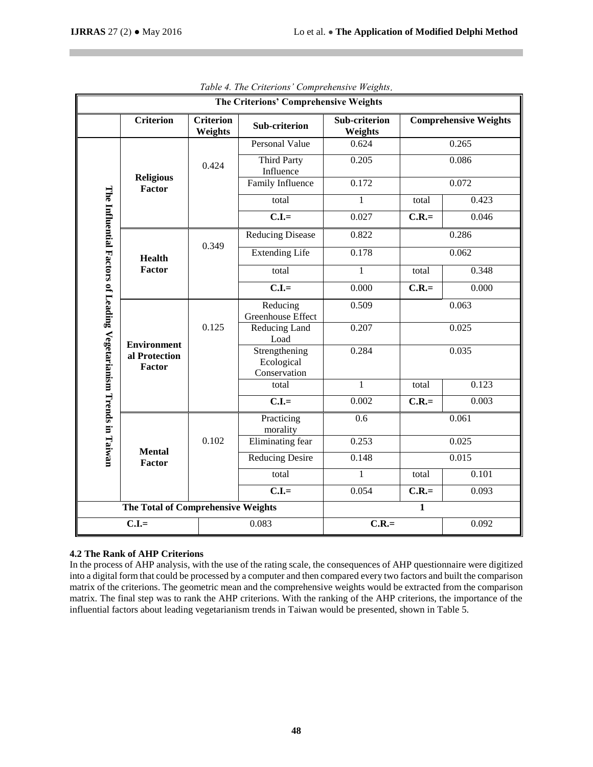*Table 4. The Criterions' Comprehensive Weights.*

| The Criterions' Comprehensive Weights | | | | | | |
|---|---|---|---|---|---|---|
| | **Criterion** | **Criterion Weights** | **Sub-criterion** | **Sub-criterion Weights** | **Comprehensive Weights** | |
| **The Influential Factors of Leading Vegetarianism Trends in Taiwan** | **Religious Factor** | 0.424 | Personal Value | 0.624 | 0.265 | |
| | | | Third Party Influence | 0.205 | 0.086 | |
| | | | Family Influence | 0.172 | 0.072 | |
| | | | total | 1 | total | 0.423 |
| | | | **C.I.=** | 0.027 | **C.R.=** | 0.046 |
| | **Health Factor** | 0.349 | Reducing Disease | 0.822 | 0.286 | |
| | | | Extending Life | 0.178 | 0.062 | |
| | | | total | 1 | total | 0.348 |
| | | | **C.I.=** | 0.000 | **C.R.=** | 0.000 |
| | **Environmental Protection Factor** | 0.125 | Reducing Greenhouse Effect | 0.509 | 0.063 | |
| | | | Reducing Land Load | 0.207 | 0.025 | |
| | | | Strengthening Ecological Conservation | 0.284 | 0.035 | |
| | | | total | 1 | total | 0.123 |
| | | | **C.I.=** | 0.002 | **C.R.=** | 0.003 |
| | **Mental Factor** | 0.102 | Practicing morality | 0.6 | 0.061 | |
| | | | Eliminating fear | 0.253 | 0.025 | |
| | | | Reducing Desire | 0.148 | 0.015 | |
| | | | total | 1 | total | 0.101 |
| | | | **C.I.=** | 0.054 | **C.R.=** | 0.093 |
| **The Total of Comprehensive Weights** | | | | **1** | | |
| **C.I.=** | | 0.083 | | **C.R.=** | | 0.092 |

### 4.2 The Rank of AHP Criterions

In the process of AHP analysis, with the use of the rating scale, the consequences of AHP questionnaire were digitized into a digital form that could be processed by a computer and then compared every two factors and built the comparison matrix of the criterions. The geometric mean and the comprehensive weights would be extracted from the comparison matrix. The final step was to rank the AHP criterions. With the ranking of the AHP criterions, the importance of the influential factors about leading vegetarianism trends in Taiwan would be presented, shown in Table 5.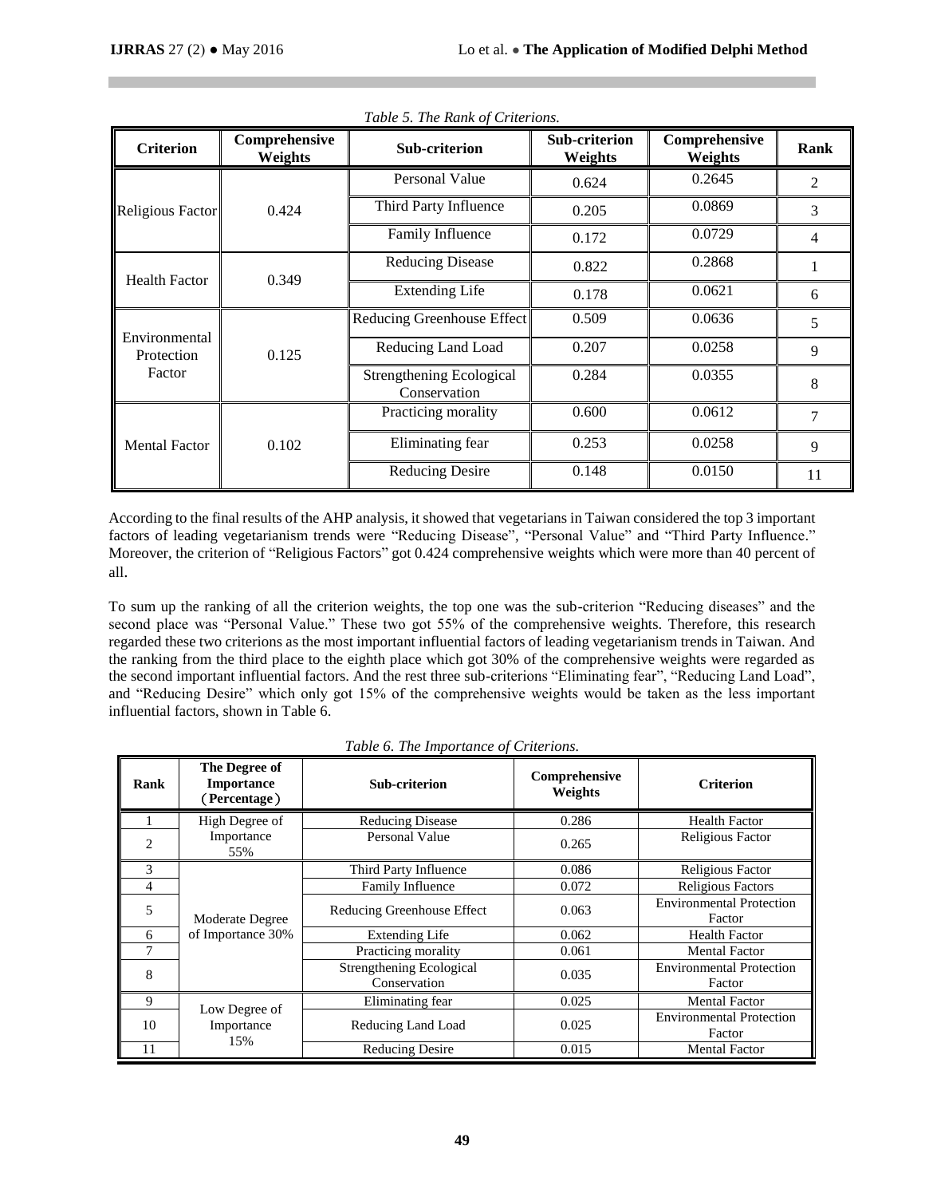*Table 5. The Rank of Criterions.*

| Criterion | Comprehensive Weights | Sub-criterion | Sub-criterion Weights | Comprehensive Weights | Rank |
|---|---|---|---|---|---|
| Religious Factor | 0.424 | Personal Value | 0.624 | 0.2645 | 2 |
| | | Third Party Influence | 0.205 | 0.0869 | 3 |
| | | Family Influence | 0.172 | 0.0729 | 4 |
| Health Factor | 0.349 | Reducing Disease | 0.822 | 0.2868 | 1 |
| | | Extending Life | 0.178 | 0.0621 | 6 |
| Environmental Protection Factor | 0.125 | Reducing Greenhouse Effect | 0.509 | 0.0636 | 5 |
| | | Reducing Land Load | 0.207 | 0.0258 | 9 |
| | | Strengthening Ecological Conservation | 0.284 | 0.0355 | 8 |
| Mental Factor | 0.102 | Practicing morality | 0.600 | 0.0612 | 7 |
| | | Eliminating fear | 0.253 | 0.0258 | 9 |
| | | Reducing Desire | 0.148 | 0.0150 | 11 |

According to the final results of the AHP analysis, it showed that vegetarians in Taiwan considered the top 3 important factors of leading vegetarianism trends were "Reducing Disease", "Personal Value" and "Third Party Influence." Moreover, the criterion of "Religious Factors" got 0.424 comprehensive weights which were more than 40 percent of all.

To sum up the ranking of all the criterion weights, the top one was the sub-criterion "Reducing diseases" and the second place was "Personal Value." These two got 55% of the comprehensive weights. Therefore, this research regarded these two criterions as the most important influential factors of leading vegetarianism trends in Taiwan. And the ranking from the third place to the eighth place which got 30% of the comprehensive weights were regarded as the second important influential factors. And the rest three sub-criterions "Eliminating fear", "Reducing Land Load", and "Reducing Desire" which only got 15% of the comprehensive weights would be taken as the less important influential factors, shown in Table 6.

*Table 6. The Importance of Criterions.*

| Rank | The Degree of Importance (Percentage) | Sub-criterion | Comprehensive Weights | Criterion |
|---|---|---|---|---|
| 1 | High Degree of Importance 55% | Reducing Disease | 0.286 | Health Factor |
| 2 | | Personal Value | 0.265 | Religious Factor |
| 3 | Moderate Degree of Importance 30% | Third Party Influence | 0.086 | Religious Factor |
| 4 | | Family Influence | 0.072 | Religious Factors |
| 5 | | Reducing Greenhouse Effect | 0.063 | Environmental Protection Factor |
| 6 | | Extending Life | 0.062 | Health Factor |
| 7 | | Practicing morality | 0.061 | Mental Factor |
| 8 | | Strengthening Ecological Conservation | 0.035 | Environmental Protection Factor |
| 9 | Low Degree of Importance 15% | Eliminating fear | 0.025 | Mental Factor |
| 10 | | Reducing Land Load | 0.025 | Environmental Protection Factor |
| 11 | | Reducing Desire | 0.015 | Mental Factor |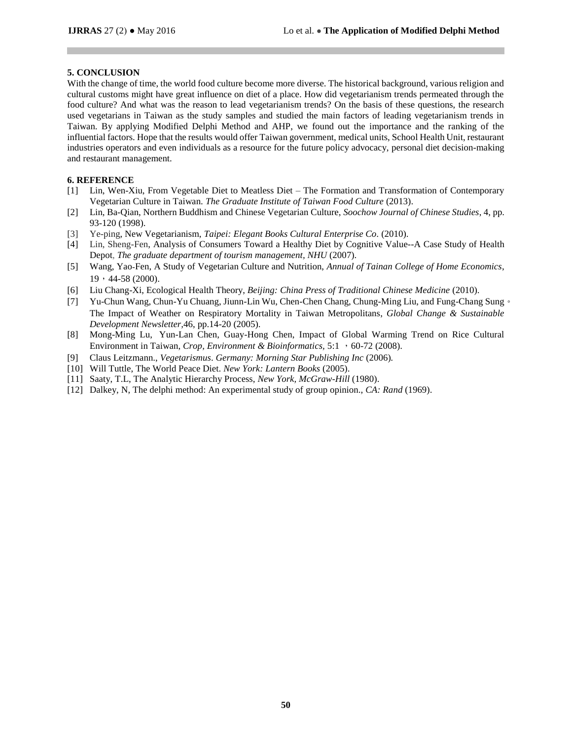## 5. CONCLUSION

With the change of time, the world food culture become more diverse. The historical background, various religion and cultural customs might have great influence on diet of a place. How did vegetarianism trends permeated through the food culture? And what was the reason to lead vegetarianism trends? On the basis of these questions, the research used vegetarians in Taiwan as the study samples and studied the main factors of leading vegetarianism trends in Taiwan. By applying Modified Delphi Method and AHP, we found out the importance and the ranking of the influential factors. Hope that the results would offer Taiwan government, medical units, School Health Unit, restaurant industries operators and even individuals as a resource for the future policy advocacy, personal diet decision-making and restaurant management.

## 6. REFERENCE

[1] Lin, Wen-Xiu, From Vegetable Diet to Meatless Diet – The Formation and Transformation of Contemporary Vegetarian Culture in Taiwan. *The Graduate Institute of Taiwan Food Culture* (2013).

[2] Lin, Ba-Qian, Northern Buddhism and Chinese Vegetarian Culture, *Soochow Journal of Chinese Studies*, 4, pp. 93-120 (1998).

[3] Ye-ping, New Vegetarianism, *Taipei: Elegant Books Cultural Enterprise Co*. (2010).

[4] Lin, Sheng-Fen, Analysis of Consumers Toward a Healthy Diet by Cognitive Value--A Case Study of Health Depot, *The graduate department of tourism management, NHU* (2007).

[5] Wang, Yao-Fen, A Study of Vegetarian Culture and Nutrition, *Annual of Tainan College of Home Economics*, 19，44-58 (2000).

[6] Liu Chang-Xi, Ecological Health Theory, *Beijing: China Press of Traditional Chinese Medicine* (2010).

[7] Yu-Chun Wang, Chun-Yu Chuang, Jiunn-Lin Wu, Chen-Chen Chang, Chung-Ming Liu, and Fung-Chang Sung。The Impact of Weather on Respiratory Mortality in Taiwan Metropolitans, *Global Change & Sustainable Development Newsletter*,46, pp.14-20 (2005).

[8] Mong-Ming Lu, Yun-Lan Chen, Guay-Hong Chen, Impact of Global Warming Trend on Rice Cultural Environment in Taiwan, *Crop, Environment & Bioinformatics,* 5:1 ，60-72 (2008).

[9] Claus Leitzmann., *Vegetarismus*. *Germany: Morning Star Publishing Inc* (2006).

[10] Will Tuttle, The World Peace Diet. *New York: Lantern Books* (2005).

[11] Saaty, T.L, The Analytic Hierarchy Process, *New York, McGraw-Hill* (1980).

[12] Dalkey, N, The delphi method: An experimental study of group opinion., *CA: Rand* (1969).